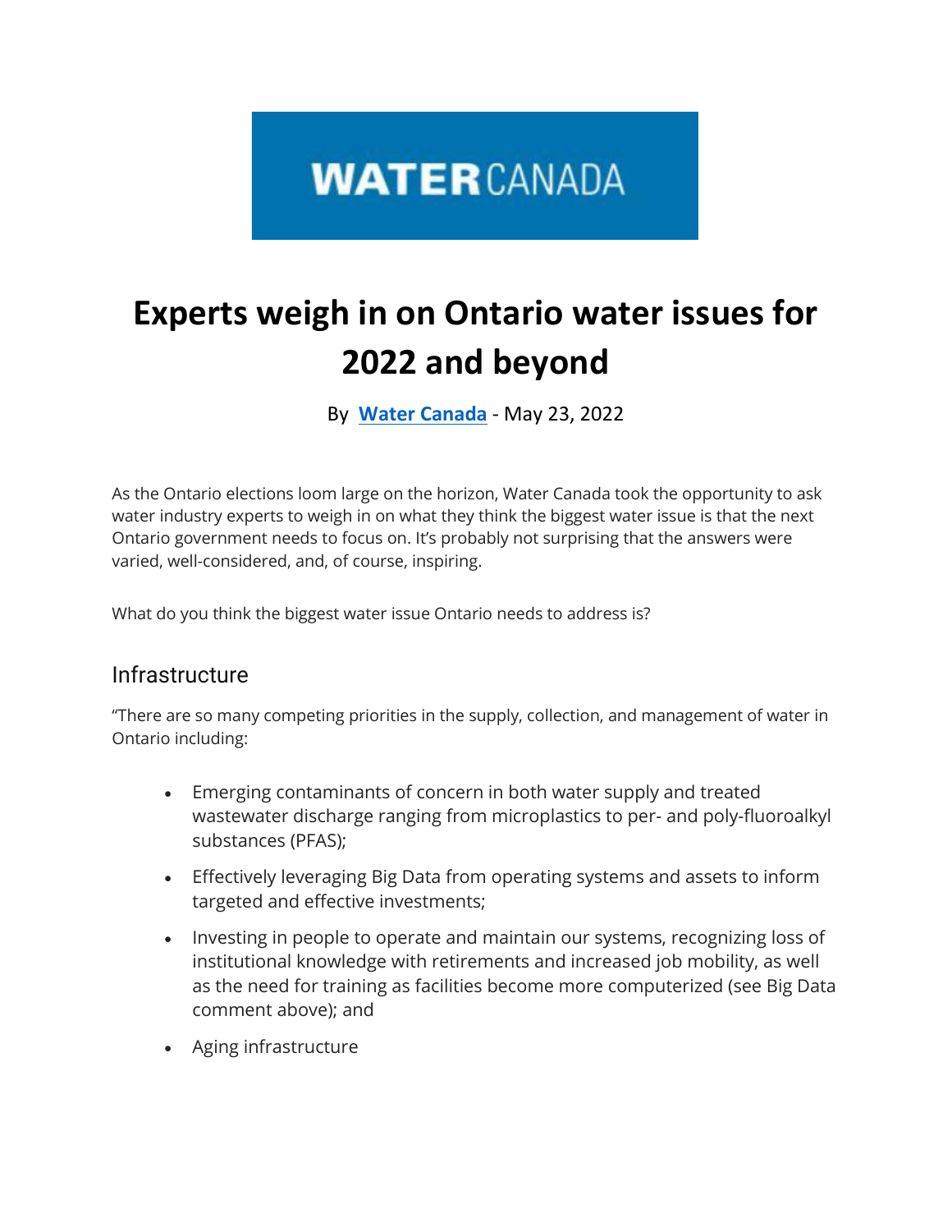**WATER CANADA**

# Experts weigh in on Ontario water issues for 2022 and beyond

By **Water Canada** - May 23, 2022

As the Ontario elections loom large on the horizon, Water Canada took the opportunity to ask water industry experts to weigh in on what they think the biggest water issue is that the next Ontario government needs to focus on. It's probably not surprising that the answers were varied, well-considered, and, of course, inspiring.

What do you think the biggest water issue Ontario needs to address is?

## Infrastructure

"There are so many competing priorities in the supply, collection, and management of water in Ontario including:

- Emerging contaminants of concern in both water supply and treated wastewater discharge ranging from microplastics to per- and poly-fluoroalkyl substances (PFAS);
- Effectively leveraging Big Data from operating systems and assets to inform targeted and effective investments;
- Investing in people to operate and maintain our systems, recognizing loss of institutional knowledge with retirements and increased job mobility, as well as the need for training as facilities become more computerized (see Big Data comment above); and
- Aging infrastructure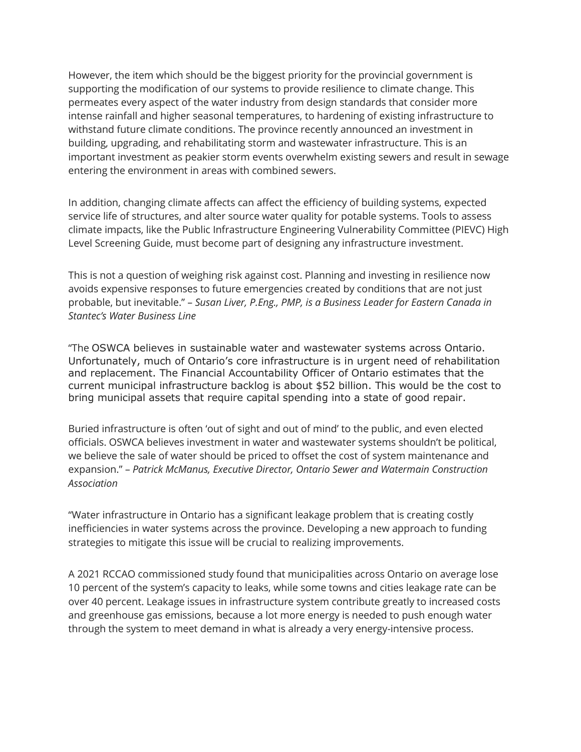However, the item which should be the biggest priority for the provincial government is supporting the modification of our systems to provide resilience to climate change. This permeates every aspect of the water industry from design standards that consider more intense rainfall and higher seasonal temperatures, to hardening of existing infrastructure to withstand future climate conditions. The province recently announced an investment in building, upgrading, and rehabilitating storm and wastewater infrastructure. This is an important investment as peakier storm events overwhelm existing sewers and result in sewage entering the environment in areas with combined sewers.

In addition, changing climate affects can affect the efficiency of building systems, expected service life of structures, and alter source water quality for potable systems. Tools to assess climate impacts, like the Public Infrastructure Engineering Vulnerability Committee (PIEVC) High Level Screening Guide, must become part of designing any infrastructure investment.

This is not a question of weighing risk against cost. Planning and investing in resilience now avoids expensive responses to future emergencies created by conditions that are not just probable, but inevitable." – *Susan Liver, P.Eng., PMP, is a Business Leader for Eastern Canada in Stantec's Water Business Line*

"The OSWCA believes in sustainable water and wastewater systems across Ontario. Unfortunately, much of Ontario's core infrastructure is in urgent need of rehabilitation and replacement. The Financial Accountability Officer of Ontario estimates that the current municipal infrastructure backlog is about $52 billion. This would be the cost to bring municipal assets that require capital spending into a state of good repair.

Buried infrastructure is often 'out of sight and out of mind' to the public, and even elected officials. OSWCA believes investment in water and wastewater systems shouldn't be political, we believe the sale of water should be priced to offset the cost of system maintenance and expansion." – *Patrick McManus, Executive Director, Ontario Sewer and Watermain Construction Association*

"Water infrastructure in Ontario has a significant leakage problem that is creating costly inefficiencies in water systems across the province. Developing a new approach to funding strategies to mitigate this issue will be crucial to realizing improvements.

A 2021 RCCAO commissioned study found that municipalities across Ontario on average lose 10 percent of the system's capacity to leaks, while some towns and cities leakage rate can be over 40 percent. Leakage issues in infrastructure system contribute greatly to increased costs and greenhouse gas emissions, because a lot more energy is needed to push enough water through the system to meet demand in what is already a very energy-intensive process.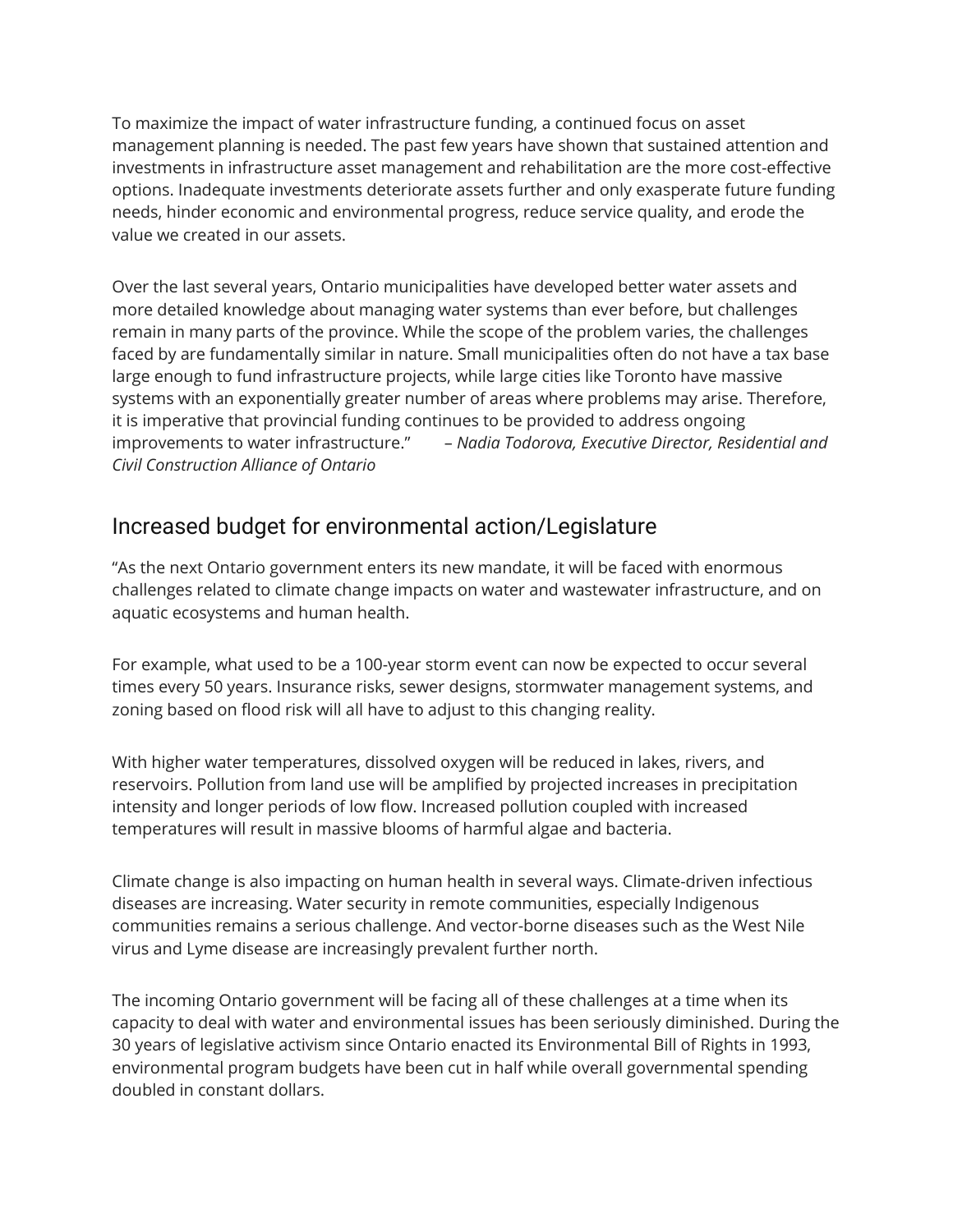To maximize the impact of water infrastructure funding, a continued focus on asset management planning is needed. The past few years have shown that sustained attention and investments in infrastructure asset management and rehabilitation are the more cost-effective options. Inadequate investments deteriorate assets further and only exasperate future funding needs, hinder economic and environmental progress, reduce service quality, and erode the value we created in our assets.

Over the last several years, Ontario municipalities have developed better water assets and more detailed knowledge about managing water systems than ever before, but challenges remain in many parts of the province. While the scope of the problem varies, the challenges faced by are fundamentally similar in nature. Small municipalities often do not have a tax base large enough to fund infrastructure projects, while large cities like Toronto have massive systems with an exponentially greater number of areas where problems may arise. Therefore, it is imperative that provincial funding continues to be provided to address ongoing improvements to water infrastructure." *– Nadia Todorova, Executive Director, Residential and Civil Construction Alliance of Ontario*

## Increased budget for environmental action/Legislature

"As the next Ontario government enters its new mandate, it will be faced with enormous challenges related to climate change impacts on water and wastewater infrastructure, and on aquatic ecosystems and human health.

For example, what used to be a 100-year storm event can now be expected to occur several times every 50 years. Insurance risks, sewer designs, stormwater management systems, and zoning based on flood risk will all have to adjust to this changing reality.

With higher water temperatures, dissolved oxygen will be reduced in lakes, rivers, and reservoirs. Pollution from land use will be amplified by projected increases in precipitation intensity and longer periods of low flow. Increased pollution coupled with increased temperatures will result in massive blooms of harmful algae and bacteria.

Climate change is also impacting on human health in several ways. Climate-driven infectious diseases are increasing. Water security in remote communities, especially Indigenous communities remains a serious challenge. And vector-borne diseases such as the West Nile virus and Lyme disease are increasingly prevalent further north.

The incoming Ontario government will be facing all of these challenges at a time when its capacity to deal with water and environmental issues has been seriously diminished. During the 30 years of legislative activism since Ontario enacted its Environmental Bill of Rights in 1993, environmental program budgets have been cut in half while overall governmental spending doubled in constant dollars.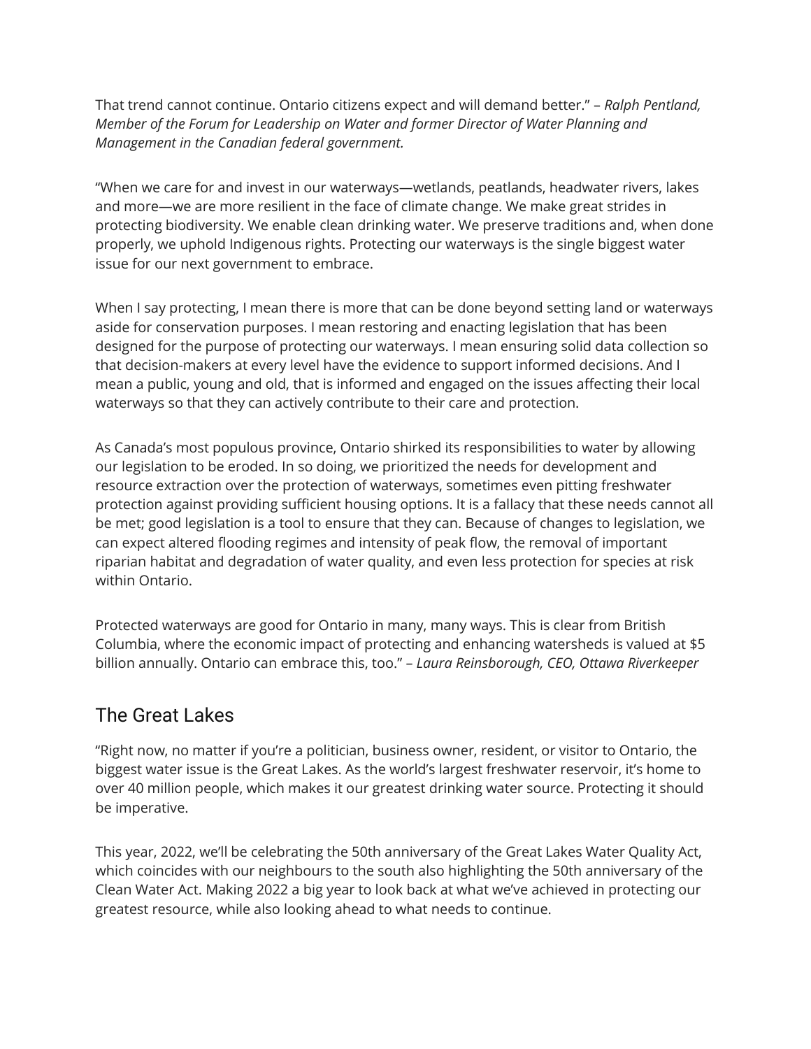That trend cannot continue. Ontario citizens expect and will demand better." – *Ralph Pentland, Member of the Forum for Leadership on Water and former Director of Water Planning and Management in the Canadian federal government.*

"When we care for and invest in our waterways—wetlands, peatlands, headwater rivers, lakes and more—we are more resilient in the face of climate change. We make great strides in protecting biodiversity. We enable clean drinking water. We preserve traditions and, when done properly, we uphold Indigenous rights. Protecting our waterways is the single biggest water issue for our next government to embrace.

When I say protecting, I mean there is more that can be done beyond setting land or waterways aside for conservation purposes. I mean restoring and enacting legislation that has been designed for the purpose of protecting our waterways. I mean ensuring solid data collection so that decision-makers at every level have the evidence to support informed decisions. And I mean a public, young and old, that is informed and engaged on the issues affecting their local waterways so that they can actively contribute to their care and protection.

As Canada's most populous province, Ontario shirked its responsibilities to water by allowing our legislation to be eroded. In so doing, we prioritized the needs for development and resource extraction over the protection of waterways, sometimes even pitting freshwater protection against providing sufficient housing options. It is a fallacy that these needs cannot all be met; good legislation is a tool to ensure that they can. Because of changes to legislation, we can expect altered flooding regimes and intensity of peak flow, the removal of important riparian habitat and degradation of water quality, and even less protection for species at risk within Ontario.

Protected waterways are good for Ontario in many, many ways. This is clear from British Columbia, where the economic impact of protecting and enhancing watersheds is valued at $5 billion annually. Ontario can embrace this, too." – *Laura Reinsborough, CEO, Ottawa Riverkeeper*

## The Great Lakes

"Right now, no matter if you're a politician, business owner, resident, or visitor to Ontario, the biggest water issue is the Great Lakes. As the world's largest freshwater reservoir, it's home to over 40 million people, which makes it our greatest drinking water source. Protecting it should be imperative.

This year, 2022, we'll be celebrating the 50th anniversary of the Great Lakes Water Quality Act, which coincides with our neighbours to the south also highlighting the 50th anniversary of the Clean Water Act. Making 2022 a big year to look back at what we've achieved in protecting our greatest resource, while also looking ahead to what needs to continue.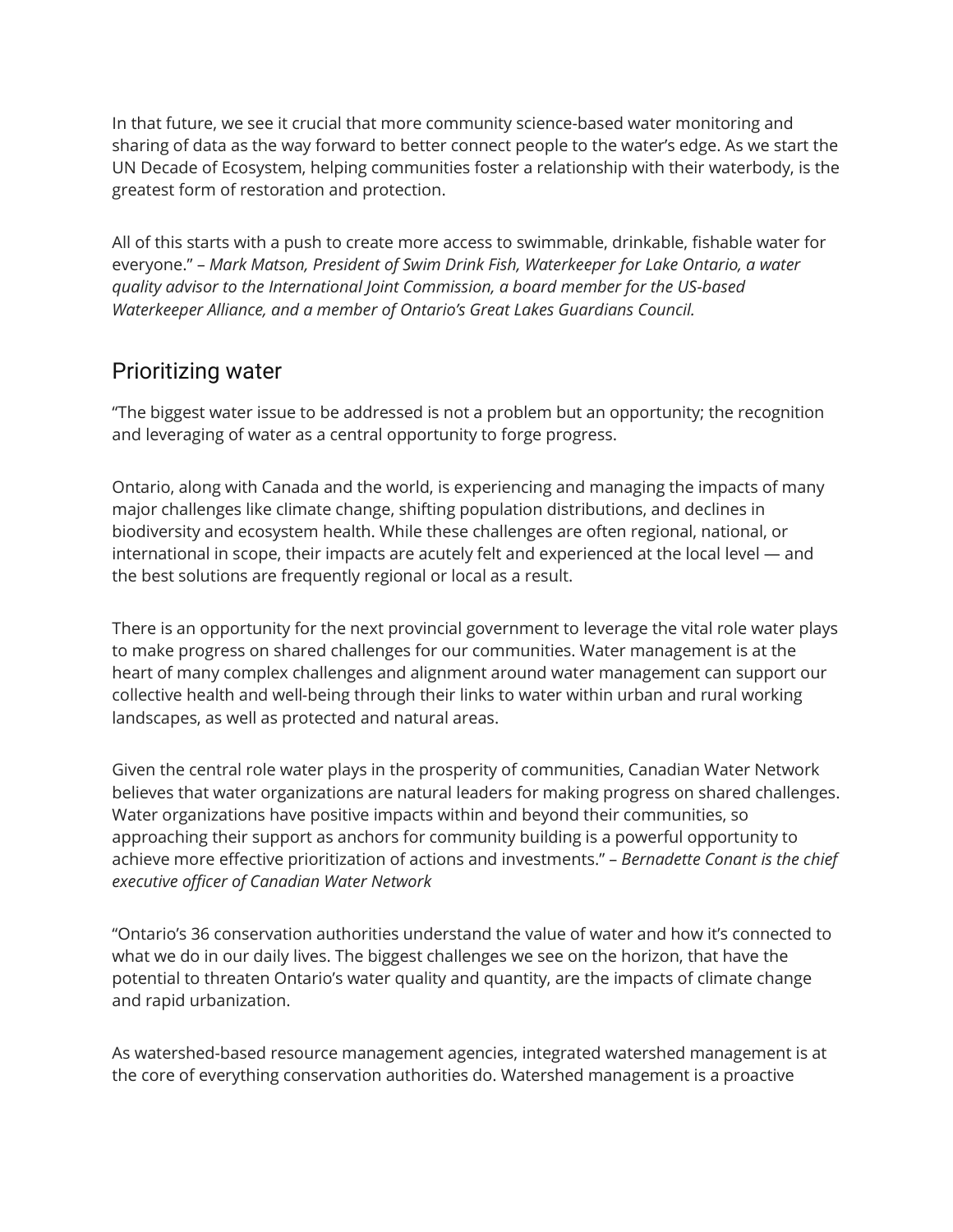In that future, we see it crucial that more community science-based water monitoring and sharing of data as the way forward to better connect people to the water's edge. As we start the UN Decade of Ecosystem, helping communities foster a relationship with their waterbody, is the greatest form of restoration and protection.

All of this starts with a push to create more access to swimmable, drinkable, fishable water for everyone." – *Mark Matson, President of Swim Drink Fish, Waterkeeper for Lake Ontario, a water quality advisor to the International Joint Commission, a board member for the US-based Waterkeeper Alliance, and a member of Ontario's Great Lakes Guardians Council.*

## Prioritizing water

"The biggest water issue to be addressed is not a problem but an opportunity; the recognition and leveraging of water as a central opportunity to forge progress.

Ontario, along with Canada and the world, is experiencing and managing the impacts of many major challenges like climate change, shifting population distributions, and declines in biodiversity and ecosystem health. While these challenges are often regional, national, or international in scope, their impacts are acutely felt and experienced at the local level — and the best solutions are frequently regional or local as a result.

There is an opportunity for the next provincial government to leverage the vital role water plays to make progress on shared challenges for our communities. Water management is at the heart of many complex challenges and alignment around water management can support our collective health and well-being through their links to water within urban and rural working landscapes, as well as protected and natural areas.

Given the central role water plays in the prosperity of communities, Canadian Water Network believes that water organizations are natural leaders for making progress on shared challenges. Water organizations have positive impacts within and beyond their communities, so approaching their support as anchors for community building is a powerful opportunity to achieve more effective prioritization of actions and investments." – *Bernadette Conant is the chief executive officer of Canadian Water Network*

"Ontario's 36 conservation authorities understand the value of water and how it's connected to what we do in our daily lives. The biggest challenges we see on the horizon, that have the potential to threaten Ontario's water quality and quantity, are the impacts of climate change and rapid urbanization.

As watershed-based resource management agencies, integrated watershed management is at the core of everything conservation authorities do. Watershed management is a proactive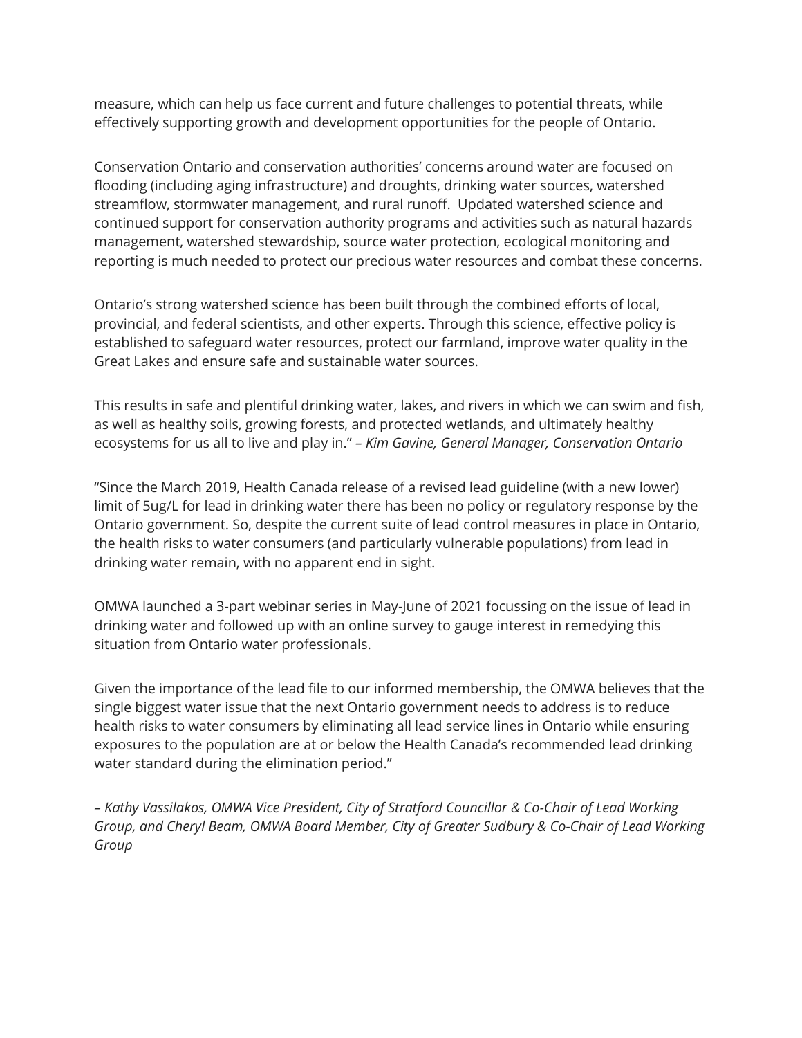measure, which can help us face current and future challenges to potential threats, while effectively supporting growth and development opportunities for the people of Ontario.

Conservation Ontario and conservation authorities' concerns around water are focused on flooding (including aging infrastructure) and droughts, drinking water sources, watershed streamflow, stormwater management, and rural runoff. Updated watershed science and continued support for conservation authority programs and activities such as natural hazards management, watershed stewardship, source water protection, ecological monitoring and reporting is much needed to protect our precious water resources and combat these concerns.

Ontario's strong watershed science has been built through the combined efforts of local, provincial, and federal scientists, and other experts. Through this science, effective policy is established to safeguard water resources, protect our farmland, improve water quality in the Great Lakes and ensure safe and sustainable water sources.

This results in safe and plentiful drinking water, lakes, and rivers in which we can swim and fish, as well as healthy soils, growing forests, and protected wetlands, and ultimately healthy ecosystems for us all to live and play in." – *Kim Gavine, General Manager, Conservation Ontario*

"Since the March 2019, Health Canada release of a revised lead guideline (with a new lower) limit of 5ug/L for lead in drinking water there has been no policy or regulatory response by the Ontario government. So, despite the current suite of lead control measures in place in Ontario, the health risks to water consumers (and particularly vulnerable populations) from lead in drinking water remain, with no apparent end in sight.

OMWA launched a 3-part webinar series in May-June of 2021 focussing on the issue of lead in drinking water and followed up with an online survey to gauge interest in remedying this situation from Ontario water professionals.

Given the importance of the lead file to our informed membership, the OMWA believes that the single biggest water issue that the next Ontario government needs to address is to reduce health risks to water consumers by eliminating all lead service lines in Ontario while ensuring exposures to the population are at or below the Health Canada's recommended lead drinking water standard during the elimination period."

*– Kathy Vassilakos, OMWA Vice President, City of Stratford Councillor & Co-Chair of Lead Working Group, and Cheryl Beam, OMWA Board Member, City of Greater Sudbury & Co-Chair of Lead Working Group*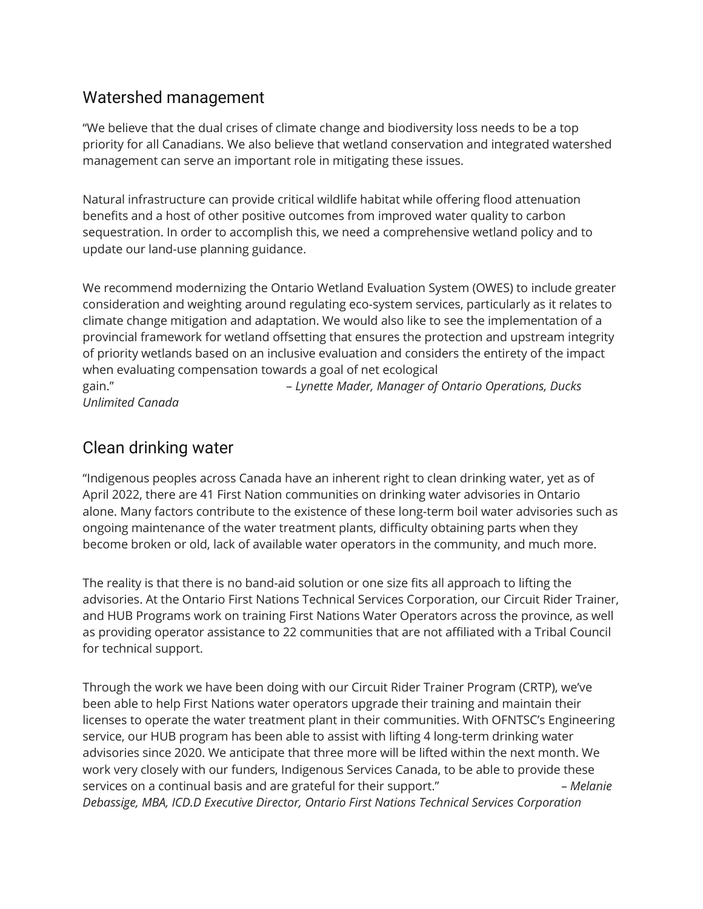## Watershed management

"We believe that the dual crises of climate change and biodiversity loss needs to be a top priority for all Canadians. We also believe that wetland conservation and integrated watershed management can serve an important role in mitigating these issues.

Natural infrastructure can provide critical wildlife habitat while offering flood attenuation benefits and a host of other positive outcomes from improved water quality to carbon sequestration. In order to accomplish this, we need a comprehensive wetland policy and to update our land-use planning guidance.

We recommend modernizing the Ontario Wetland Evaluation System (OWES) to include greater consideration and weighting around regulating eco-system services, particularly as it relates to climate change mitigation and adaptation. We would also like to see the implementation of a provincial framework for wetland offsetting that ensures the protection and upstream integrity of priority wetlands based on an inclusive evaluation and considers the entirety of the impact when evaluating compensation towards a goal of net ecological gain." *– Lynette Mader, Manager of Ontario Operations, Ducks Unlimited Canada*

## Clean drinking water

"Indigenous peoples across Canada have an inherent right to clean drinking water, yet as of April 2022, there are 41 First Nation communities on drinking water advisories in Ontario alone. Many factors contribute to the existence of these long-term boil water advisories such as ongoing maintenance of the water treatment plants, difficulty obtaining parts when they become broken or old, lack of available water operators in the community, and much more.

The reality is that there is no band-aid solution or one size fits all approach to lifting the advisories. At the Ontario First Nations Technical Services Corporation, our Circuit Rider Trainer, and HUB Programs work on training First Nations Water Operators across the province, as well as providing operator assistance to 22 communities that are not affiliated with a Tribal Council for technical support.

Through the work we have been doing with our Circuit Rider Trainer Program (CRTP), we've been able to help First Nations water operators upgrade their training and maintain their licenses to operate the water treatment plant in their communities. With OFNTSC's Engineering service, our HUB program has been able to assist with lifting 4 long-term drinking water advisories since 2020. We anticipate that three more will be lifted within the next month. We work very closely with our funders, Indigenous Services Canada, to be able to provide these services on a continual basis and are grateful for their support." *– Melanie Debassige, MBA, ICD.D Executive Director, Ontario First Nations Technical Services Corporation*